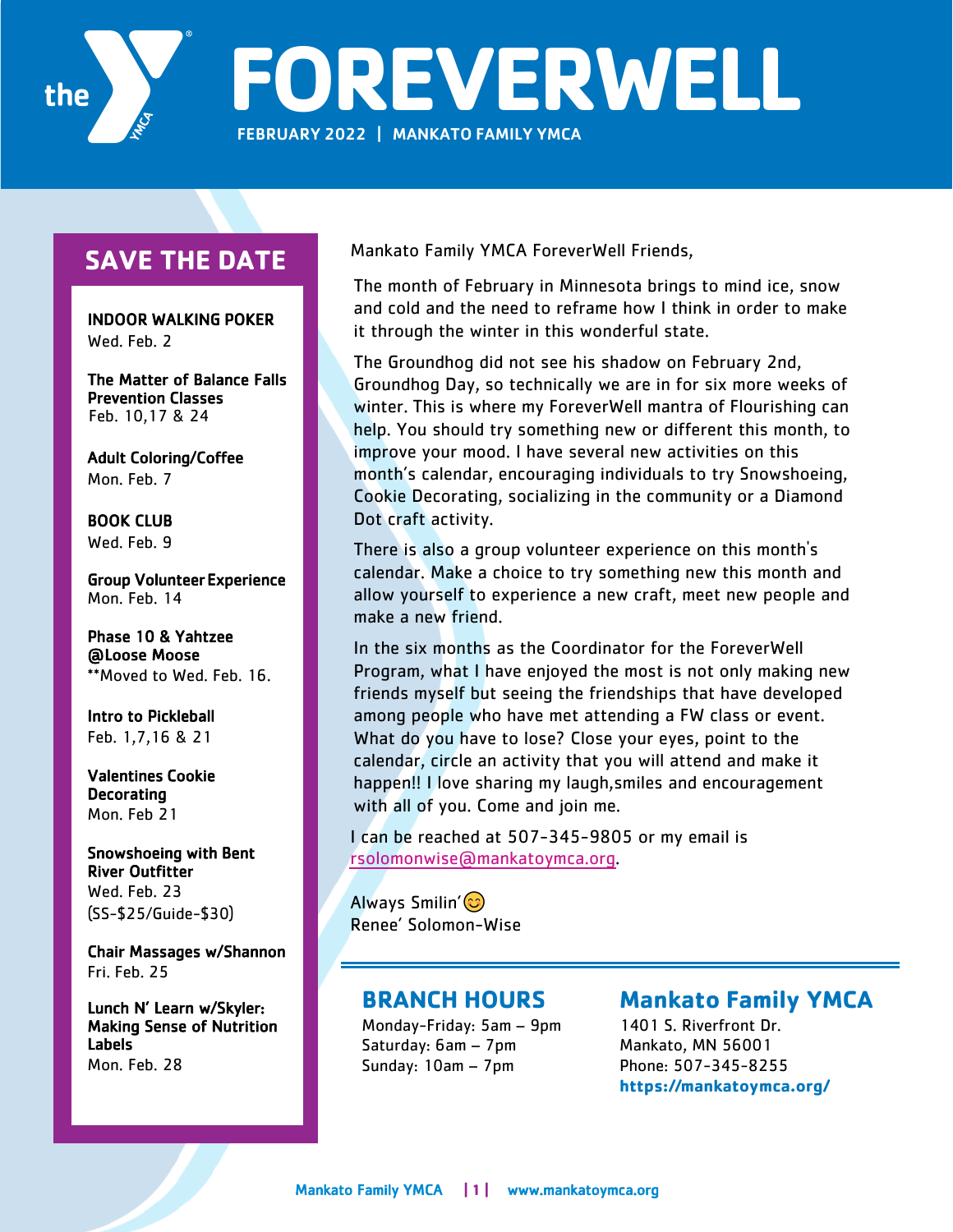# FOREVERWELL

FEBRUARY 2022 | MANKATO FAMILY YMCA

## SAVE THE DATE

**INDOOR WALKING POKER**
Wed. Feb. 2

**The Matter of Balance Falls Prevention Classes**
Feb. 10,17 & 24

**Adult Coloring/Coffee**
Mon. Feb. 7

**BOOK CLUB**
Wed. Feb. 9

**Group Volunteer Experience**
Mon. Feb. 14

**Phase 10 & Yahtzee @Loose Moose**
**Moved to Wed. Feb. 16.

**Intro to Pickleball**
Feb. 1,7,16 & 21

**Valentines Cookie Decorating**
Mon. Feb 21

**Snowshoeing with Bent River Outfitter**
Wed. Feb. 23
(SS-$25/Guide-$30)

**Chair Massages w/Shannon**
Fri. Feb. 25

**Lunch N' Learn w/Skyler: Making Sense of Nutrition Labels**
Mon. Feb. 28

Mankato Family YMCA ForeverWell Friends,

The month of February in Minnesota brings to mind ice, snow and cold and the need to reframe how I think in order to make it through the winter in this wonderful state.

The Groundhog did not see his shadow on February 2nd, Groundhog Day, so technically we are in for six more weeks of winter. This is where my ForeverWell mantra of Flourishing can help. You should try something new or different this month, to improve your mood. I have several new activities on this month's calendar, encouraging individuals to try Snowshoeing, Cookie Decorating, socializing in the community or a Diamond Dot craft activity.

There is also a group volunteer experience on this month's calendar. Make a choice to try something new this month and allow yourself to experience a new craft, meet new people and make a new friend.

In the six months as the Coordinator for the ForeverWell Program, what I have enjoyed the most is not only making new friends myself but seeing the friendships that have developed among people who have met attending a FW class or event. What do you have to lose? Close your eyes, point to the calendar, circle an activity that you will attend and make it happen!! I love sharing my laugh,smiles and encouragement with all of you. Come and join me.

I can be reached at 507-345-9805 or my email is rsolomonwise@mankatoymca.org.

Always Smilin' 😊
Renee' Solomon-Wise

## BRANCH HOURS

Monday-Friday: 5am – 9pm
Saturday: 6am – 7pm
Sunday: 10am – 7pm

## Mankato Family YMCA

1401 S. Riverfront Dr.
Mankato, MN 56001
Phone: 507-345-8255
**https://mankatoymca.org/**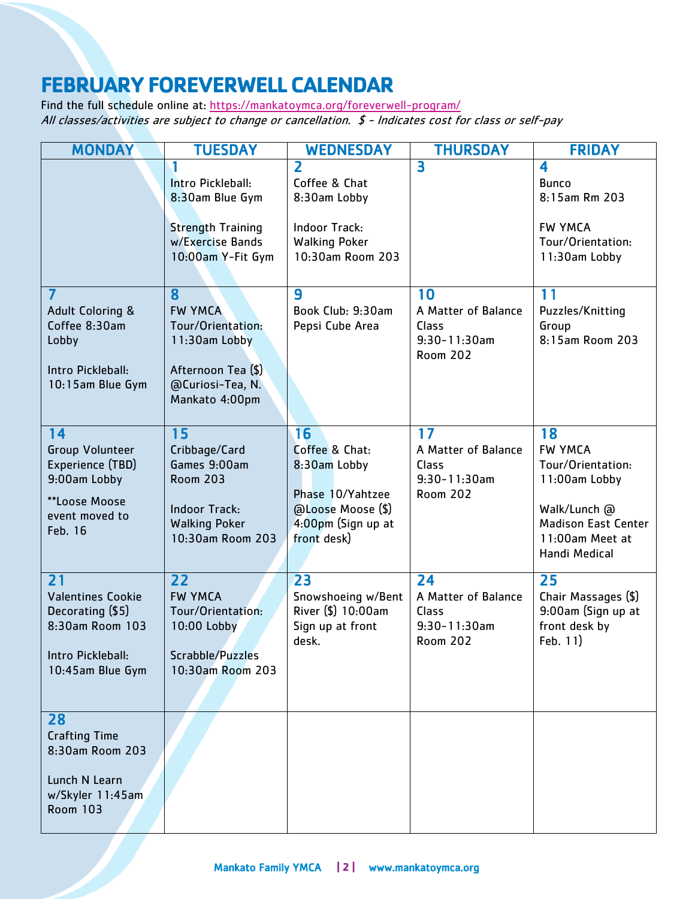# FEBRUARY FOREVERWELL CALENDAR

Find the full schedule online at: https://mankatoymca.org/foreverwell-program/

*All classes/activities are subject to change or cancellation. $ - Indicates cost for class or self-pay*

| MONDAY | TUESDAY | WEDNESDAY | THURSDAY | FRIDAY |
|---|---|---|---|---|
| | **1**<br>Intro Pickleball: 8:30am Blue Gym<br><br>Strength Training w/Exercise Bands 10:00am Y-Fit Gym | **2**<br>Coffee & Chat 8:30am Lobby<br><br>Indoor Track: Walking Poker 10:30am Room 203 | **3** | **4**<br>Bunco 8:15am Rm 203<br><br>FW YMCA Tour/Orientation: 11:30am Lobby |
| **7**<br>Adult Coloring & Coffee 8:30am Lobby<br><br>Intro Pickleball: 10:15am Blue Gym | **8**<br>FW YMCA Tour/Orientation: 11:30am Lobby<br><br>Afternoon Tea ($) @Curiosi-Tea, N. Mankato 4:00pm | **9**<br>Book Club: 9:30am Pepsi Cube Area | **10**<br>A Matter of Balance Class 9:30-11:30am Room 202 | **11**<br>Puzzles/Knitting Group 8:15am Room 203 |
| **14**<br>Group Volunteer Experience (TBD) 9:00am Lobby<br><br>**Loose Moose event moved to Feb. 16 | **15**<br>Cribbage/Card Games 9:00am Room 203<br><br>Indoor Track: Walking Poker 10:30am Room 203 | **16**<br>Coffee & Chat: 8:30am Lobby<br><br>Phase 10/Yahtzee @Loose Moose ($) 4:00pm (Sign up at front desk) | **17**<br>A Matter of Balance Class 9:30-11:30am Room 202 | **18**<br>FW YMCA Tour/Orientation: 11:00am Lobby<br><br>Walk/Lunch @ Madison East Center 11:00am Meet at Handi Medical |
| **21**<br>Valentines Cookie Decorating ($5) 8:30am Room 103<br><br>Intro Pickleball: 10:45am Blue Gym | **22**<br>FW YMCA Tour/Orientation: 10:00 Lobby<br><br>Scrabble/Puzzles 10:30am Room 203 | **23**<br>Snowshoeing w/Bent River ($) 10:00am Sign up at front desk. | **24**<br>A Matter of Balance Class 9:30-11:30am Room 202 | **25**<br>Chair Massages ($) 9:00am (Sign up at front desk by Feb. 11) |
| **28**<br>Crafting Time 8:30am Room 203<br><br>Lunch N Learn w/Skyler 11:45am Room 103 | | | | |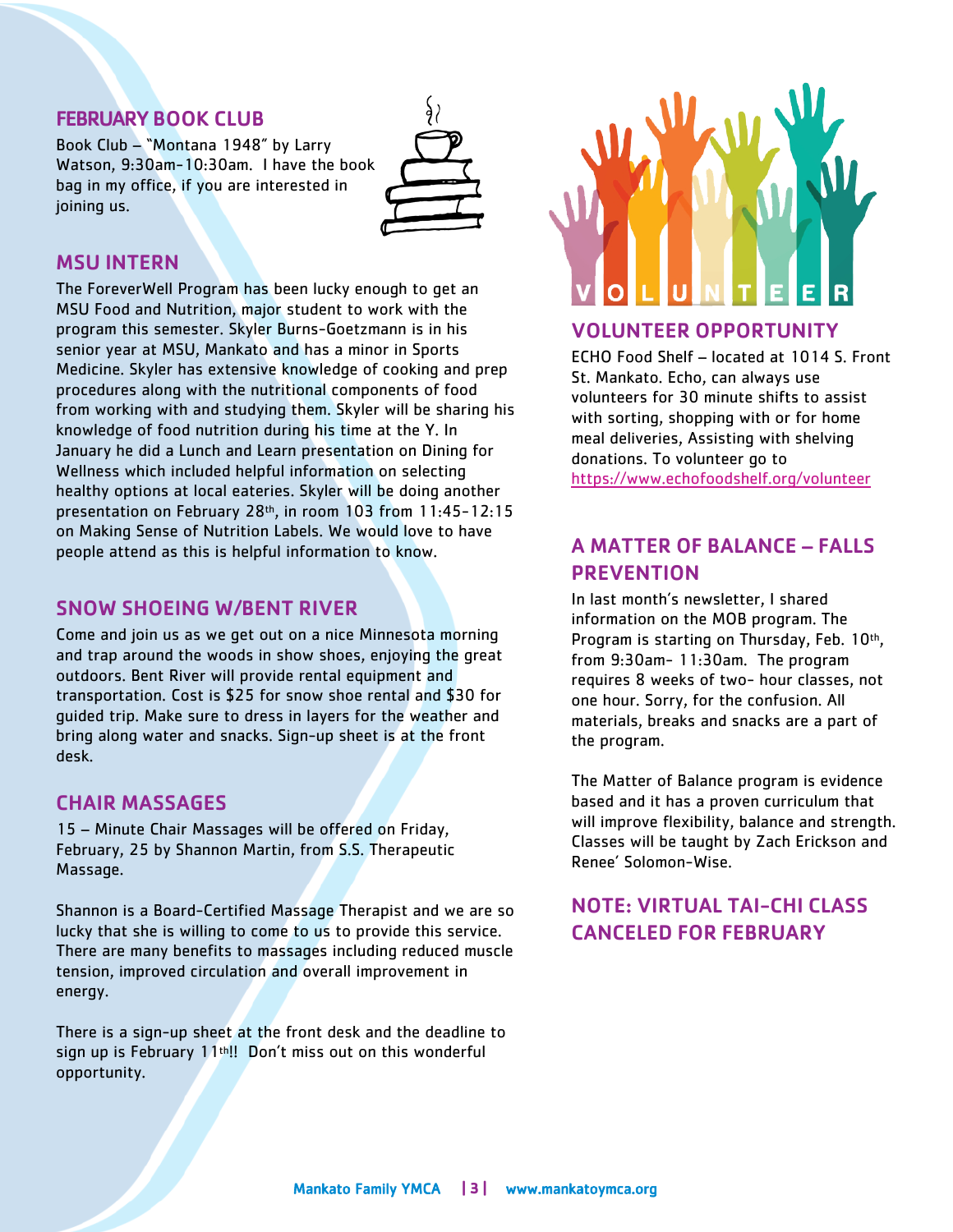## FEBRUARY BOOK CLUB

Book Club – "Montana 1948" by Larry Watson, 9:30am-10:30am. I have the book bag in my office, if you are interested in joining us.

## MSU INTERN

The ForeverWell Program has been lucky enough to get an MSU Food and Nutrition, major student to work with the program this semester. Skyler Burns-Goetzmann is in his senior year at MSU, Mankato and has a minor in Sports Medicine. Skyler has extensive knowledge of cooking and prep procedures along with the nutritional components of food from working with and studying them. Skyler will be sharing his knowledge of food nutrition during his time at the Y. In January he did a Lunch and Learn presentation on Dining for Wellness which included helpful information on selecting healthy options at local eateries. Skyler will be doing another presentation on February 28th, in room 103 from 11:45-12:15 on Making Sense of Nutrition Labels. We would love to have people attend as this is helpful information to know.

## SNOW SHOEING W/BENT RIVER

Come and join us as we get out on a nice Minnesota morning and trap around the woods in show shoes, enjoying the great outdoors. Bent River will provide rental equipment and transportation. Cost is $25 for snow shoe rental and $30 for guided trip. Make sure to dress in layers for the weather and bring along water and snacks. Sign-up sheet is at the front desk.

## CHAIR MASSAGES

15 – Minute Chair Massages will be offered on Friday, February, 25 by Shannon Martin, from S.S. Therapeutic Massage.

Shannon is a Board-Certified Massage Therapist and we are so lucky that she is willing to come to us to provide this service. There are many benefits to massages including reduced muscle tension, improved circulation and overall improvement in energy.

There is a sign-up sheet at the front desk and the deadline to sign up is February 11th!! Don't miss out on this wonderful opportunity.

VOLUNTEER

## VOLUNTEER OPPORTUNITY

ECHO Food Shelf – located at 1014 S. Front St. Mankato. Echo, can always use volunteers for 30 minute shifts to assist with sorting, shopping with or for home meal deliveries, Assisting with shelving donations. To volunteer go to https://www.echofoodshelf.org/volunteer

## A MATTER OF BALANCE – FALLS PREVENTION

In last month's newsletter, I shared information on the MOB program. The Program is starting on Thursday, Feb. 10th, from 9:30am- 11:30am. The program requires 8 weeks of two- hour classes, not one hour. Sorry, for the confusion. All materials, breaks and snacks are a part of the program.

The Matter of Balance program is evidence based and it has a proven curriculum that will improve flexibility, balance and strength. Classes will be taught by Zach Erickson and Renee' Solomon-Wise.

## NOTE: VIRTUAL TAI-CHI CLASS CANCELED FOR FEBRUARY